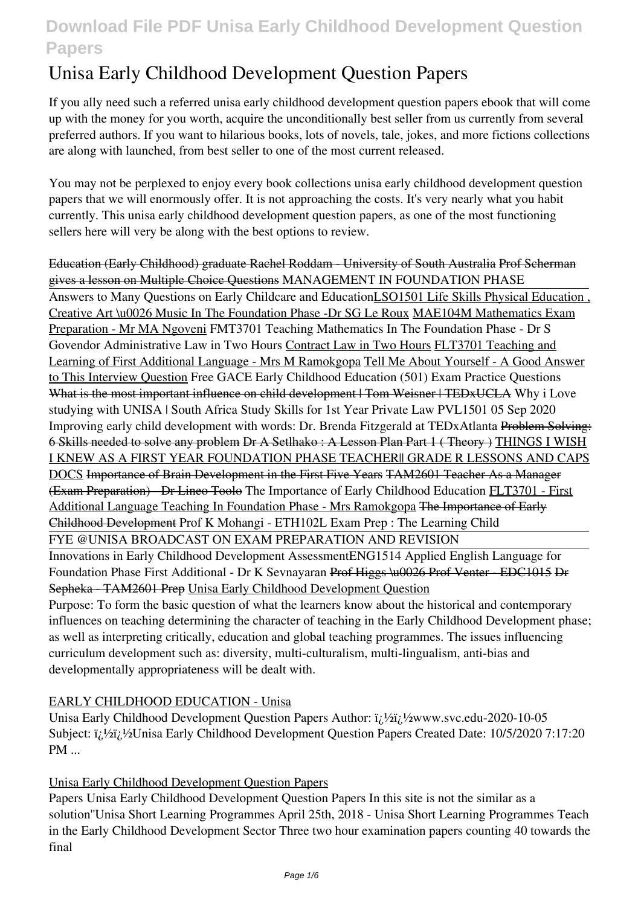# Unisa Early Childhood Development Question Papers

If you ally need such a referred unisa early childhood development question papers ebook that will come up with the money for you worth, acquire the unconditionally best seller from us currently from several preferred authors. If you want to hilarious books, lots of novels, tale, jokes, and more fictions collections are along with launched, from best seller to one of the most current released.

You may not be perplexed to enjoy every book collections unisa early childhood development question papers that we will enormously offer. It is not approaching the costs. It's very nearly what you habit currently. This unisa early childhood development question papers, as one of the most functioning sellers here will very be along with the best options to review.

Education (Early Childhood) graduate Rachel Roddam - University of South Australia Prof Scherman gives a lesson on Multiple Choice Questions *MANAGEMENT IN FOUNDATION PHASE*

Answers to Many Questions on Early Childcare and Education LSO1501 Life Skills Physical Education , Creative Art \u0026 Music In The Foundation Phase -Dr SG Le Roux MAE104M Mathematics Exam Preparation - Mr MA Ngoveni *FMT3701 Teaching Mathematics In The Foundation Phase - Dr S Govendor* *Administrative Law in Two Hours* Contract Law in Two Hours FLT3701 Teaching and Learning of First Additional Language - Mrs M Ramokgopa Tell Me About Yourself - A Good Answer to This Interview Question *Free GACE Early Childhood Education (501) Exam Practice Questions* What is the most important influence on child development | Tom Weisner | TEDxUCLA *Why i Love studying with UNISA | South Africa* *Study Skills for 1st Year Private Law PVL1501 05 Sep 2020* *Improving early child development with words: Dr. Brenda Fitzgerald at TEDxAtlanta* Problem Solving: 6 Skills needed to solve any problem Dr A Setlhako : A Lesson Plan Part 1 ( Theory ) THINGS I WISH I KNEW AS A FIRST YEAR FOUNDATION PHASE TEACHER|| GRADE R LESSONS AND CAPS DOCS Importance of Brain Development in the First Five Years TAM2601 Teacher As a Manager (Exam Preparation) - Dr Lineo Toolo *The Importance of Early Childhood Education* FLT3701 - First Additional Language Teaching In Foundation Phase - Mrs Ramokgopa The Importance of Early Childhood Development *Prof K Mohangi - ETH102L Exam Prep : The Learning Child*

FYE @UNISA BROADCAST ON EXAM PREPARATION AND REVISION

Innovations in Early Childhood Development Assessment*ENG1514 Applied English Language for Foundation Phase First Additional - Dr K Sevnayaran* Prof Higgs \u0026 Prof Venter - EDC1015 Dr Sepheka - TAM2601 Prep Unisa Early Childhood Development Question

Purpose: To form the basic question of what the learners know about the historical and contemporary influences on teaching determining the character of teaching in the Early Childhood Development phase; as well as interpreting critically, education and global teaching programmes. The issues influencing curriculum development such as: diversity, multi-culturalism, multi-lingualism, anti-bias and developmentally appropriateness will be dealt with.

## EARLY CHILDHOOD EDUCATION - Unisa

Unisa Early Childhood Development Question Papers Author: ï¿½ï¿½www.svc.edu-2020-10-05 Subject: ï¿½ï¿½Unisa Early Childhood Development Question Papers Created Date: 10/5/2020 7:17:20 PM ...

## Unisa Early Childhood Development Question Papers

Papers Unisa Early Childhood Development Question Papers In this site is not the similar as a solution''Unisa Short Learning Programmes April 25th, 2018 - Unisa Short Learning Programmes Teach in the Early Childhood Development Sector Three two hour examination papers counting 40 towards the final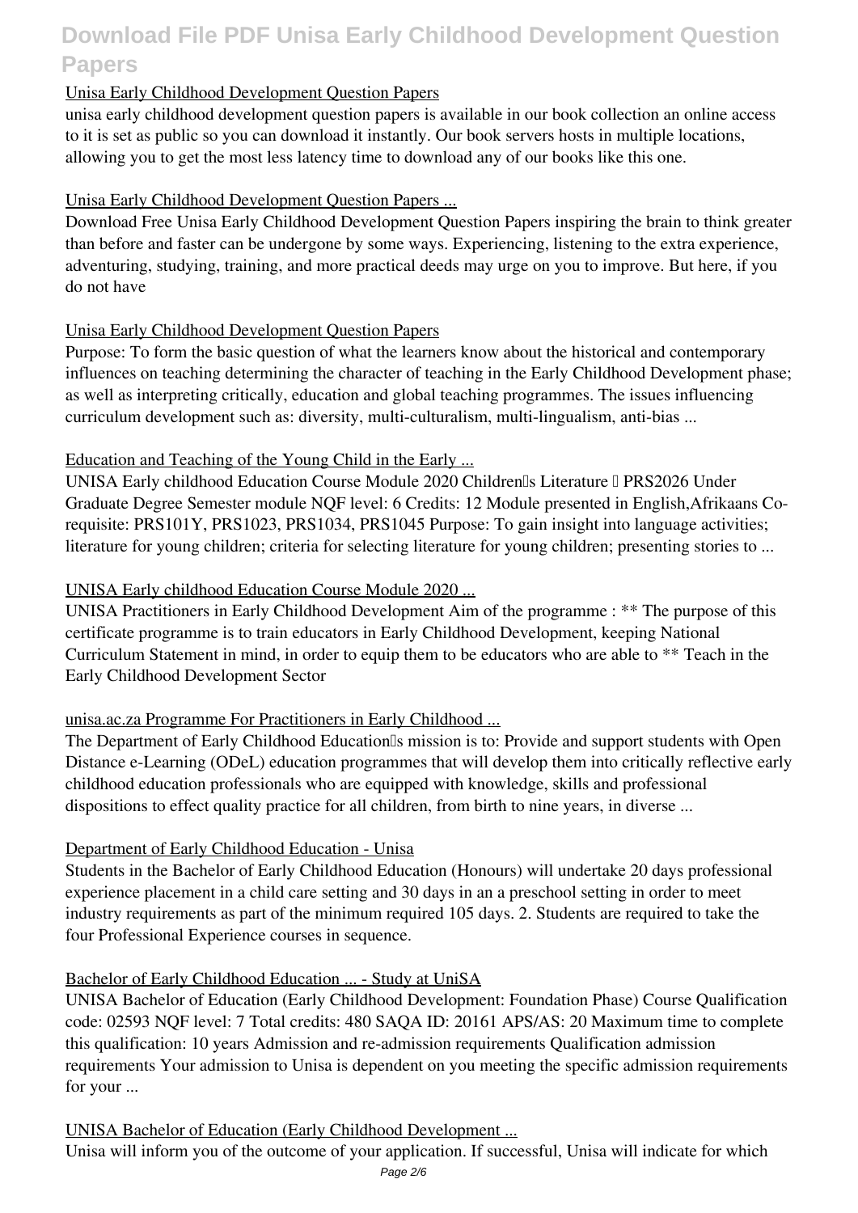### Unisa Early Childhood Development Question Papers

unisa early childhood development question papers is available in our book collection an online access to it is set as public so you can download it instantly. Our book servers hosts in multiple locations, allowing you to get the most less latency time to download any of our books like this one.

### Unisa Early Childhood Development Question Papers ...

Download Free Unisa Early Childhood Development Question Papers inspiring the brain to think greater than before and faster can be undergone by some ways. Experiencing, listening to the extra experience, adventuring, studying, training, and more practical deeds may urge on you to improve. But here, if you do not have

### Unisa Early Childhood Development Question Papers

Purpose: To form the basic question of what the learners know about the historical and contemporary influences on teaching determining the character of teaching in the Early Childhood Development phase; as well as interpreting critically, education and global teaching programmes. The issues influencing curriculum development such as: diversity, multi-culturalism, multi-lingualism, anti-bias ...

### Education and Teaching of the Young Child in the Early ...

UNISA Early childhood Education Course Module 2020 Children's Literature – PRS2026 Under Graduate Degree Semester module NQF level: 6 Credits: 12 Module presented in English,Afrikaans Co-requisite: PRS101Y, PRS1023, PRS1034, PRS1045 Purpose: To gain insight into language activities; literature for young children; criteria for selecting literature for young children; presenting stories to ...

### UNISA Early childhood Education Course Module 2020 ...

UNISA Practitioners in Early Childhood Development Aim of the programme : ** The purpose of this certificate programme is to train educators in Early Childhood Development, keeping National Curriculum Statement in mind, in order to equip them to be educators who are able to ** Teach in the Early Childhood Development Sector

### unisa.ac.za Programme For Practitioners in Early Childhood ...

The Department of Early Childhood Education's mission is to: Provide and support students with Open Distance e-Learning (ODeL) education programmes that will develop them into critically reflective early childhood education professionals who are equipped with knowledge, skills and professional dispositions to effect quality practice for all children, from birth to nine years, in diverse ...

### Department of Early Childhood Education - Unisa

Students in the Bachelor of Early Childhood Education (Honours) will undertake 20 days professional experience placement in a child care setting and 30 days in an a preschool setting in order to meet industry requirements as part of the minimum required 105 days. 2. Students are required to take the four Professional Experience courses in sequence.

### Bachelor of Early Childhood Education ... - Study at UniSA

UNISA Bachelor of Education (Early Childhood Development: Foundation Phase) Course Qualification code: 02593 NQF level: 7 Total credits: 480 SAQA ID: 20161 APS/AS: 20 Maximum time to complete this qualification: 10 years Admission and re-admission requirements Qualification admission requirements Your admission to Unisa is dependent on you meeting the specific admission requirements for your ...

### UNISA Bachelor of Education (Early Childhood Development ...

Unisa will inform you of the outcome of your application. If successful, Unisa will indicate for which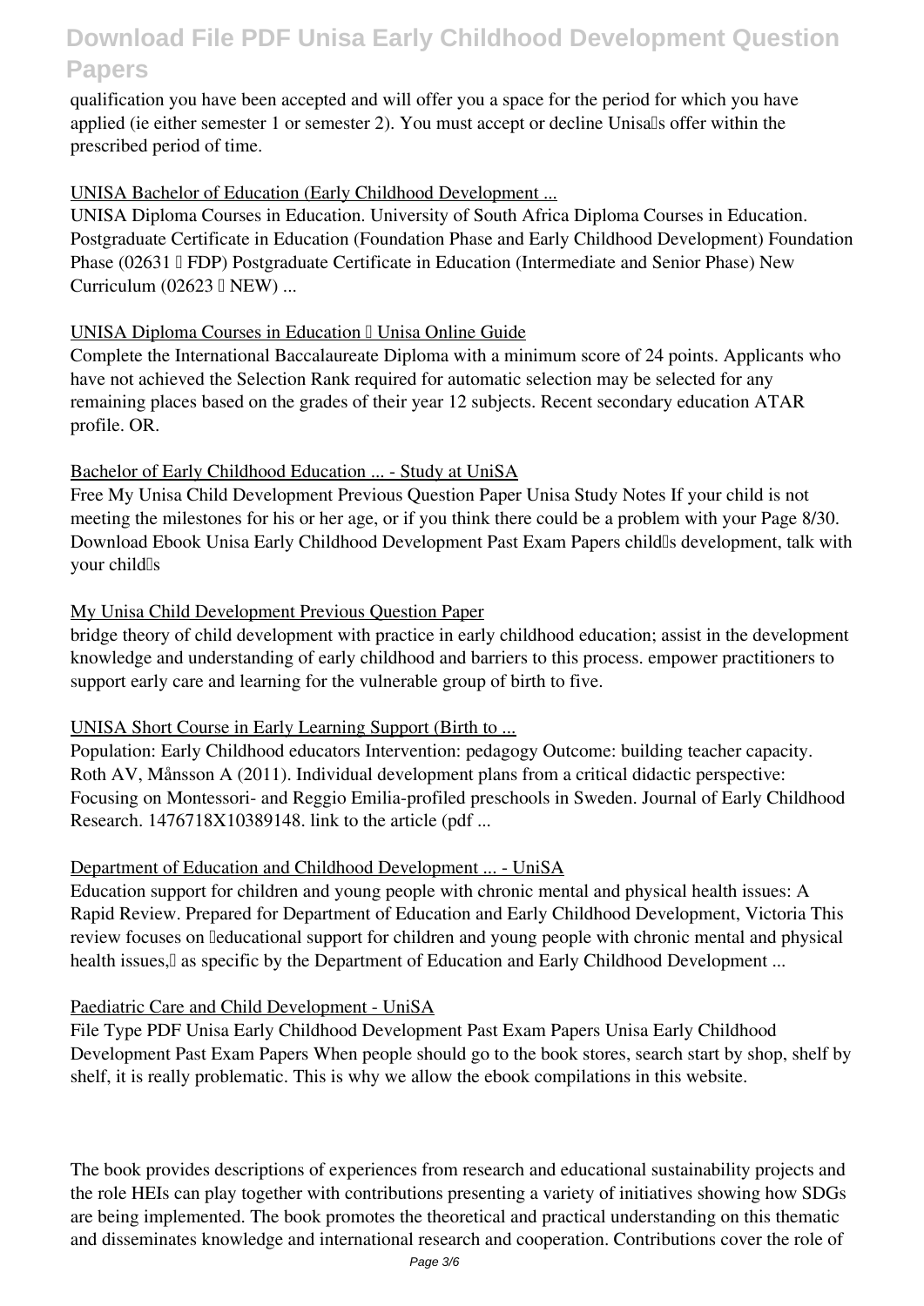qualification you have been accepted and will offer you a space for the period for which you have applied (ie either semester 1 or semester 2). You must accept or decline Unisa's offer within the prescribed period of time.

UNISA Bachelor of Education (Early Childhood Development ...

UNISA Diploma Courses in Education. University of South Africa Diploma Courses in Education. Postgraduate Certificate in Education (Foundation Phase and Early Childhood Development) Foundation Phase (02631 – FDP) Postgraduate Certificate in Education (Intermediate and Senior Phase) New Curriculum (02623 – NEW) ...

UNISA Diploma Courses in Education – Unisa Online Guide

Complete the International Baccalaureate Diploma with a minimum score of 24 points. Applicants who have not achieved the Selection Rank required for automatic selection may be selected for any remaining places based on the grades of their year 12 subjects. Recent secondary education ATAR profile. OR.

Bachelor of Early Childhood Education ... - Study at UniSA

Free My Unisa Child Development Previous Question Paper Unisa Study Notes If your child is not meeting the milestones for his or her age, or if you think there could be a problem with your Page 8/30. Download Ebook Unisa Early Childhood Development Past Exam Papers child's development, talk with your child's

My Unisa Child Development Previous Question Paper

bridge theory of child development with practice in early childhood education; assist in the development knowledge and understanding of early childhood and barriers to this process. empower practitioners to support early care and learning for the vulnerable group of birth to five.

UNISA Short Course in Early Learning Support (Birth to ...

Population: Early Childhood educators Intervention: pedagogy Outcome: building teacher capacity. Roth AV, Månsson A (2011). Individual development plans from a critical didactic perspective: Focusing on Montessori- and Reggio Emilia-profiled preschools in Sweden. Journal of Early Childhood Research. 1476718X10389148. link to the article (pdf ...

Department of Education and Childhood Development ... - UniSA

Education support for children and young people with chronic mental and physical health issues: A Rapid Review. Prepared for Department of Education and Early Childhood Development, Victoria This review focuses on 'educational support for children and young people with chronic mental and physical health issues,' as specific by the Department of Education and Early Childhood Development ...

Paediatric Care and Child Development - UniSA

File Type PDF Unisa Early Childhood Development Past Exam Papers Unisa Early Childhood Development Past Exam Papers When people should go to the book stores, search start by shop, shelf by shelf, it is really problematic. This is why we allow the ebook compilations in this website.

The book provides descriptions of experiences from research and educational sustainability projects and the role HEIs can play together with contributions presenting a variety of initiatives showing how SDGs are being implemented. The book promotes the theoretical and practical understanding on this thematic and disseminates knowledge and international research and cooperation. Contributions cover the role of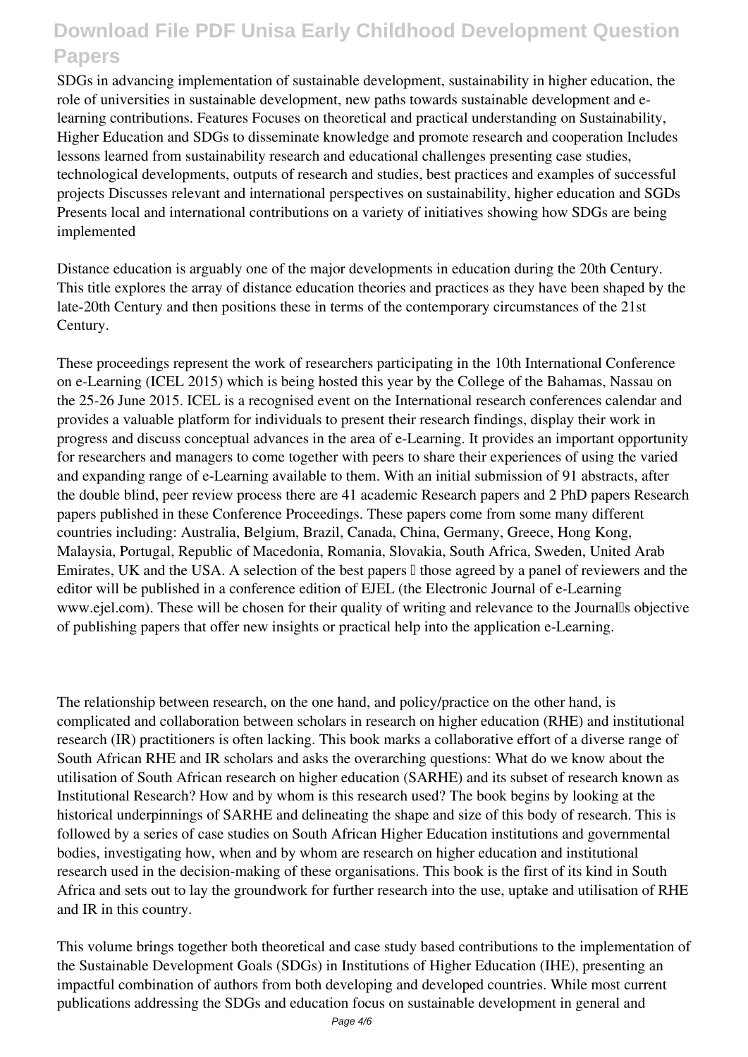SDGs in advancing implementation of sustainable development, sustainability in higher education, the role of universities in sustainable development, new paths towards sustainable development and e-learning contributions. Features Focuses on theoretical and practical understanding on Sustainability, Higher Education and SDGs to disseminate knowledge and promote research and cooperation Includes lessons learned from sustainability research and educational challenges presenting case studies, technological developments, outputs of research and studies, best practices and examples of successful projects Discusses relevant and international perspectives on sustainability, higher education and SGDs Presents local and international contributions on a variety of initiatives showing how SDGs are being implemented

Distance education is arguably one of the major developments in education during the 20th Century. This title explores the array of distance education theories and practices as they have been shaped by the late-20th Century and then positions these in terms of the contemporary circumstances of the 21st Century.

These proceedings represent the work of researchers participating in the 10th International Conference on e-Learning (ICEL 2015) which is being hosted this year by the College of the Bahamas, Nassau on the 25-26 June 2015. ICEL is a recognised event on the International research conferences calendar and provides a valuable platform for individuals to present their research findings, display their work in progress and discuss conceptual advances in the area of e-Learning. It provides an important opportunity for researchers and managers to come together with peers to share their experiences of using the varied and expanding range of e-Learning available to them. With an initial submission of 91 abstracts, after the double blind, peer review process there are 41 academic Research papers and 2 PhD papers Research papers published in these Conference Proceedings. These papers come from some many different countries including: Australia, Belgium, Brazil, Canada, China, Germany, Greece, Hong Kong, Malaysia, Portugal, Republic of Macedonia, Romania, Slovakia, South Africa, Sweden, United Arab Emirates, UK and the USA. A selection of the best papers – those agreed by a panel of reviewers and the editor will be published in a conference edition of EJEL (the Electronic Journal of e-Learning www.ejel.com). These will be chosen for their quality of writing and relevance to the Journal's objective of publishing papers that offer new insights or practical help into the application e-Learning.

The relationship between research, on the one hand, and policy/practice on the other hand, is complicated and collaboration between scholars in research on higher education (RHE) and institutional research (IR) practitioners is often lacking. This book marks a collaborative effort of a diverse range of South African RHE and IR scholars and asks the overarching questions: What do we know about the utilisation of South African research on higher education (SARHE) and its subset of research known as Institutional Research? How and by whom is this research used? The book begins by looking at the historical underpinnings of SARHE and delineating the shape and size of this body of research. This is followed by a series of case studies on South African Higher Education institutions and governmental bodies, investigating how, when and by whom are research on higher education and institutional research used in the decision-making of these organisations. This book is the first of its kind in South Africa and sets out to lay the groundwork for further research into the use, uptake and utilisation of RHE and IR in this country.

This volume brings together both theoretical and case study based contributions to the implementation of the Sustainable Development Goals (SDGs) in Institutions of Higher Education (IHE), presenting an impactful combination of authors from both developing and developed countries. While most current publications addressing the SDGs and education focus on sustainable development in general and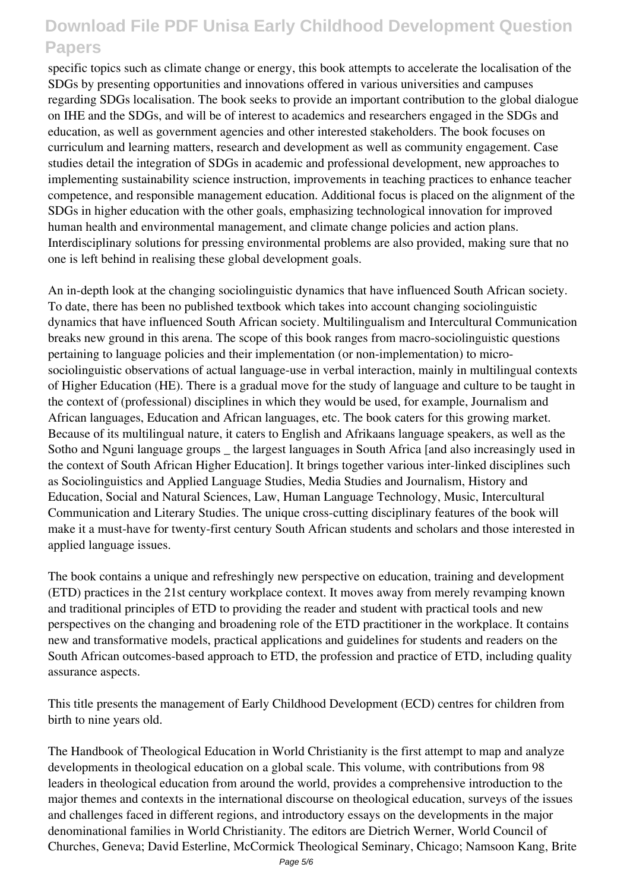specific topics such as climate change or energy, this book attempts to accelerate the localisation of the SDGs by presenting opportunities and innovations offered in various universities and campuses regarding SDGs localisation. The book seeks to provide an important contribution to the global dialogue on IHE and the SDGs, and will be of interest to academics and researchers engaged in the SDGs and education, as well as government agencies and other interested stakeholders. The book focuses on curriculum and learning matters, research and development as well as community engagement. Case studies detail the integration of SDGs in academic and professional development, new approaches to implementing sustainability science instruction, improvements in teaching practices to enhance teacher competence, and responsible management education. Additional focus is placed on the alignment of the SDGs in higher education with the other goals, emphasizing technological innovation for improved human health and environmental management, and climate change policies and action plans. Interdisciplinary solutions for pressing environmental problems are also provided, making sure that no one is left behind in realising these global development goals.

An in-depth look at the changing sociolinguistic dynamics that have influenced South African society. To date, there has been no published textbook which takes into account changing sociolinguistic dynamics that have influenced South African society. Multilingualism and Intercultural Communication breaks new ground in this arena. The scope of this book ranges from macro-sociolinguistic questions pertaining to language policies and their implementation (or non-implementation) to micro-sociolinguistic observations of actual language-use in verbal interaction, mainly in multilingual contexts of Higher Education (HE). There is a gradual move for the study of language and culture to be taught in the context of (professional) disciplines in which they would be used, for example, Journalism and African languages, Education and African languages, etc. The book caters for this growing market. Because of its multilingual nature, it caters to English and Afrikaans language speakers, as well as the Sotho and Nguni language groups _ the largest languages in South Africa [and also increasingly used in the context of South African Higher Education]. It brings together various inter-linked disciplines such as Sociolinguistics and Applied Language Studies, Media Studies and Journalism, History and Education, Social and Natural Sciences, Law, Human Language Technology, Music, Intercultural Communication and Literary Studies. The unique cross-cutting disciplinary features of the book will make it a must-have for twenty-first century South African students and scholars and those interested in applied language issues.

The book contains a unique and refreshingly new perspective on education, training and development (ETD) practices in the 21st century workplace context. It moves away from merely revamping known and traditional principles of ETD to providing the reader and student with practical tools and new perspectives on the changing and broadening role of the ETD practitioner in the workplace. It contains new and transformative models, practical applications and guidelines for students and readers on the South African outcomes-based approach to ETD, the profession and practice of ETD, including quality assurance aspects.

This title presents the management of Early Childhood Development (ECD) centres for children from birth to nine years old.

The Handbook of Theological Education in World Christianity is the first attempt to map and analyze developments in theological education on a global scale. This volume, with contributions from 98 leaders in theological education from around the world, provides a comprehensive introduction to the major themes and contexts in the international discourse on theological education, surveys of the issues and challenges faced in different regions, and introductory essays on the developments in the major denominational families in World Christianity. The editors are Dietrich Werner, World Council of Churches, Geneva; David Esterline, McCormick Theological Seminary, Chicago; Namsoon Kang, Brite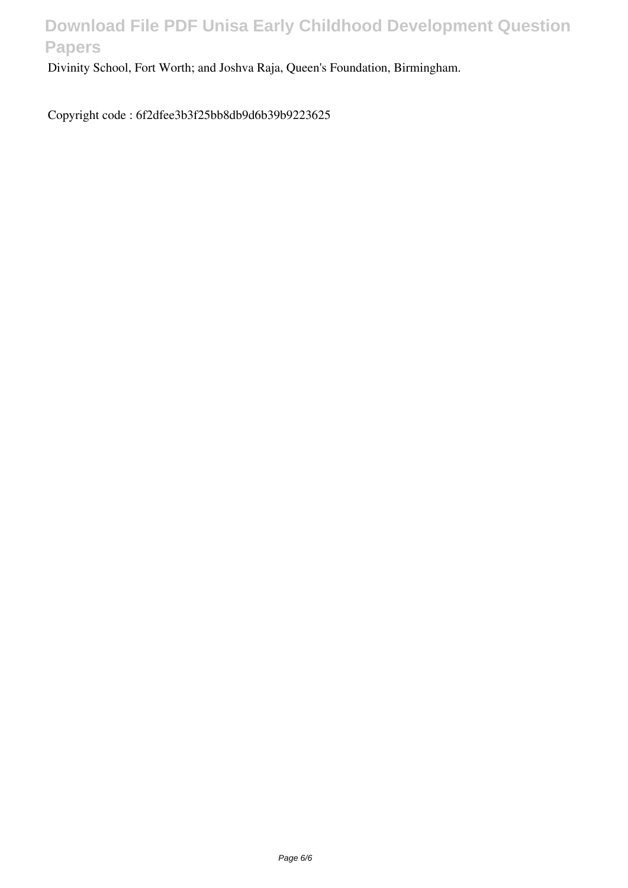Divinity School, Fort Worth; and Joshva Raja, Queen's Foundation, Birmingham.

Copyright code : 6f2dfee3b3f25bb8db9d6b39b9223625